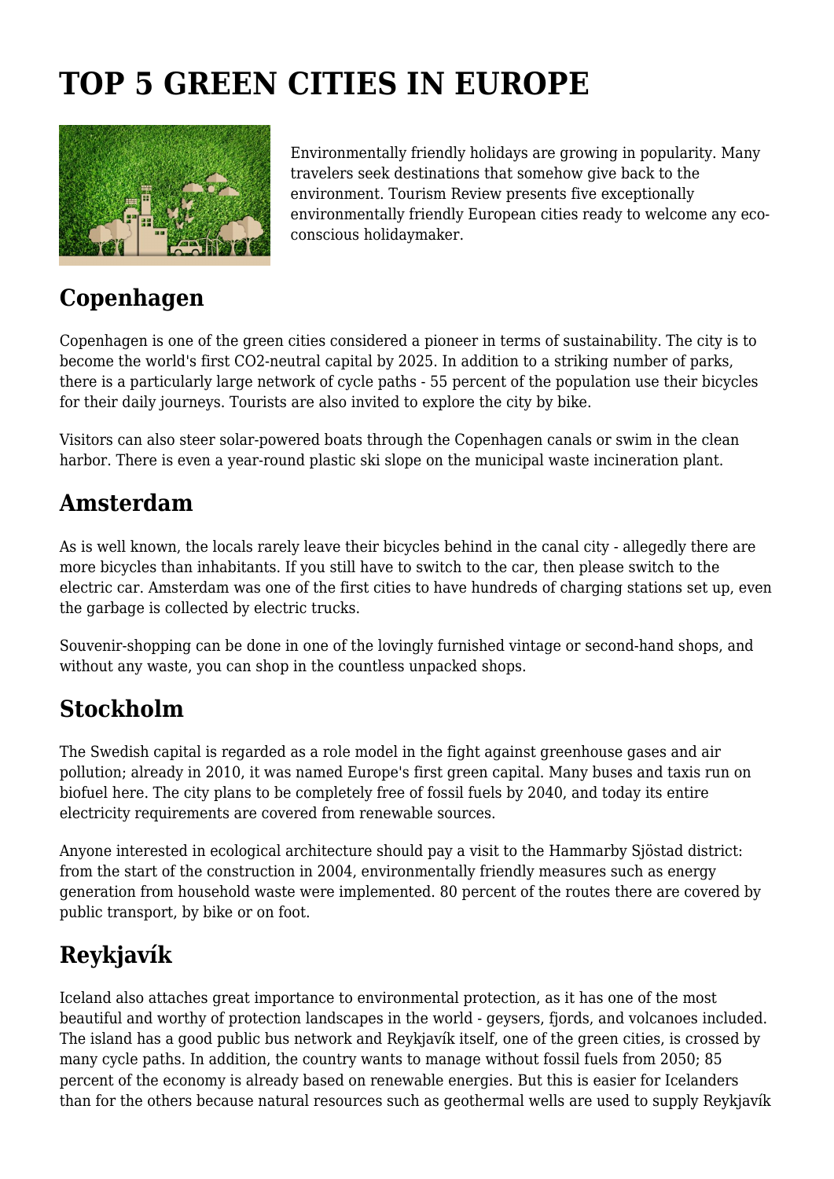# TOP 5 GREEN CITIES IN EUROPE

Environmentally friendly holidays are growing in popularity. Many travelers seek destinations that somehow give back to the environment. Tourism Review presents five exceptionally environmentally friendly European cities ready to welcome any eco-conscious holidaymaker.

## Copenhagen

Copenhagen is one of the green cities considered a pioneer in terms of sustainability. The city is to become the world's first CO2-neutral capital by 2025. In addition to a striking number of parks, there is a particularly large network of cycle paths - 55 percent of the population use their bicycles for their daily journeys. Tourists are also invited to explore the city by bike.

Visitors can also steer solar-powered boats through the Copenhagen canals or swim in the clean harbor. There is even a year-round plastic ski slope on the municipal waste incineration plant.

## Amsterdam

As is well known, the locals rarely leave their bicycles behind in the canal city - allegedly there are more bicycles than inhabitants. If you still have to switch to the car, then please switch to the electric car. Amsterdam was one of the first cities to have hundreds of charging stations set up, even the garbage is collected by electric trucks.

Souvenir-shopping can be done in one of the lovingly furnished vintage or second-hand shops, and without any waste, you can shop in the countless unpacked shops.

## Stockholm

The Swedish capital is regarded as a role model in the fight against greenhouse gases and air pollution; already in 2010, it was named Europe's first green capital. Many buses and taxis run on biofuel here. The city plans to be completely free of fossil fuels by 2040, and today its entire electricity requirements are covered from renewable sources.

Anyone interested in ecological architecture should pay a visit to the Hammarby Sjöstad district: from the start of the construction in 2004, environmentally friendly measures such as energy generation from household waste were implemented. 80 percent of the routes there are covered by public transport, by bike or on foot.

## Reykjavík

Iceland also attaches great importance to environmental protection, as it has one of the most beautiful and worthy of protection landscapes in the world - geysers, fjords, and volcanoes included. The island has a good public bus network and Reykjavík itself, one of the green cities, is crossed by many cycle paths. In addition, the country wants to manage without fossil fuels from 2050; 85 percent of the economy is already based on renewable energies. But this is easier for Icelanders than for the others because natural resources such as geothermal wells are used to supply Reykjavík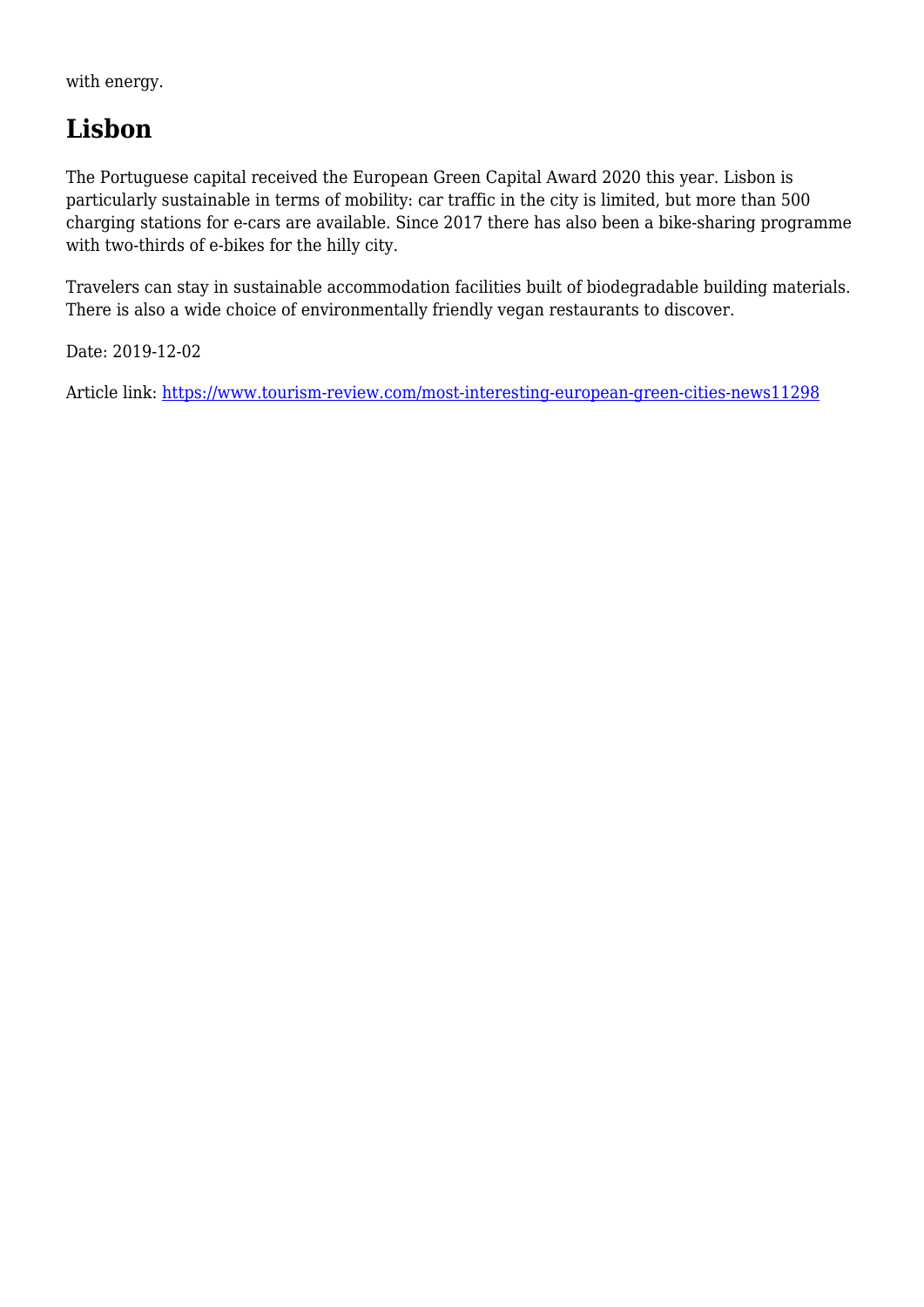with energy.

## Lisbon

The Portuguese capital received the European Green Capital Award 2020 this year. Lisbon is particularly sustainable in terms of mobility: car traffic in the city is limited, but more than 500 charging stations for e-cars are available. Since 2017 there has also been a bike-sharing programme with two-thirds of e-bikes for the hilly city.

Travelers can stay in sustainable accommodation facilities built of biodegradable building materials. There is also a wide choice of environmentally friendly vegan restaurants to discover.

Date: 2019-12-02

Article link: https://www.tourism-review.com/most-interesting-european-green-cities-news11298